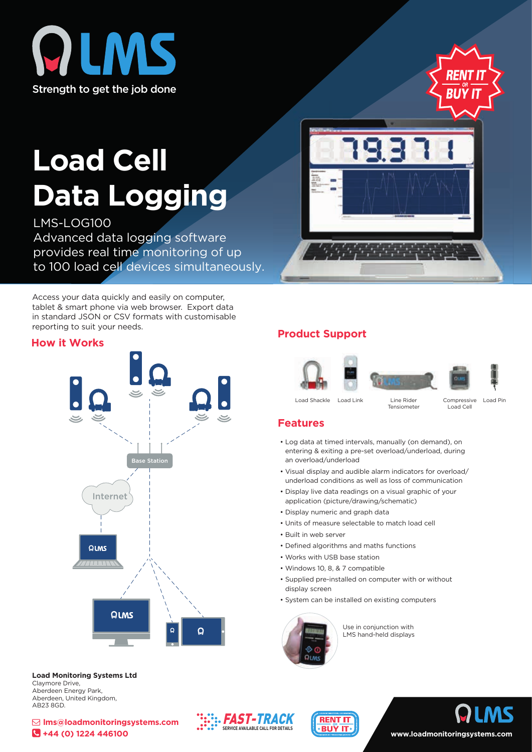LMS

Strength to get the job done

RENT IT OR BUY IT

# Load Cell Data Logging

LMS-LOG100
Advanced data logging software provides real time monitoring of up to 100 load cell devices simultaneously.

Access your data quickly and easily on computer, tablet & smart phone via web browser. Export data in standard JSON or CSV formats with customisable reporting to suit your needs.

## How it Works

Base Station

Internet

## Product Support

Load Shackle | Load Link | Line Rider Tensiometer | Compressive Load Cell | Load Pin

## Features

- Log data at timed intervals, manually (on demand), on entering & exiting a pre-set overload/underload, during an overload/underload
- Visual display and audible alarm indicators for overload/underload conditions as well as loss of communication
- Display live data readings on a visual graphic of your application (picture/drawing/schematic)
- Display numeric and graph data
- Units of measure selectable to match load cell
- Built in web server
- Defined algorithms and maths functions
- Works with USB base station
- Windows 10, 8, & 7 compatible
- Supplied pre-installed on computer with or without display screen
- System can be installed on existing computers

Use in conjunction with LMS hand-held displays

**Load Monitoring Systems Ltd**
Claymore Drive,
Aberdeen Energy Park,
Aberdeen, United Kingdom,
AB23 8GD.

**lms@loadmonitoringsystems.com**
**+44 (0) 1224 446100**

FAST-TRACK SERVICE AVAILABLE CALL FOR DETAILS

RENT IT OR BUY IT

www.loadmonitoringsystems.com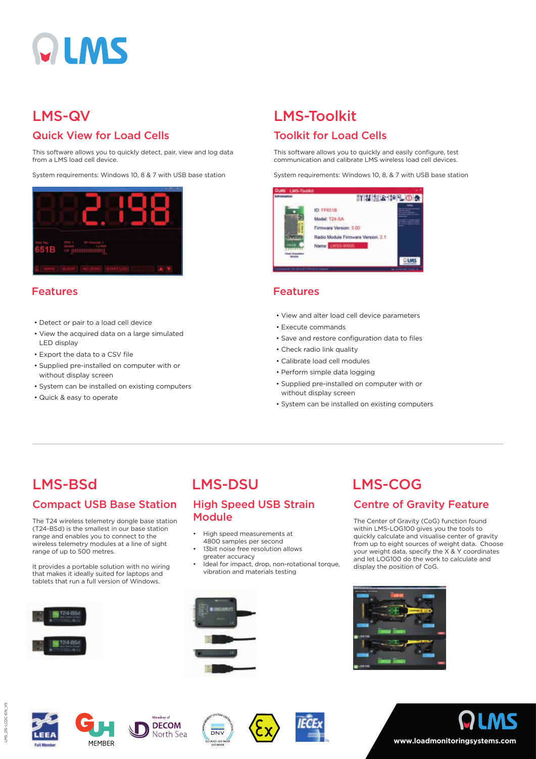## LMS-QV

### Quick View for Load Cells

This software allows you to quickly detect, pair, view and log data from a LMS load cell device.

System requirements: Windows 10, 8 & 7 with USB base station

### Features

- Detect or pair to a load cell device
- View the acquired data on a large simulated LED display
- Export the data to a CSV file
- Supplied pre-installed on computer with or without display screen
- System can be installed on existing computers
- Quick & easy to operate

## LMS-Toolkit

### Toolkit for Load Cells

This software allows you to quickly and easily configure, test communication and calibrate LMS wireless load cell devices.

System requirements: Windows 10, 8, & 7 with USB base station

### Features

- View and alter load cell device parameters
- Execute commands
- Save and restore configuration data to files
- Check radio link quality
- Calibrate load cell modules
- Perform simple data logging
- Supplied pre-installed on computer with or without display screen
- System can be installed on existing computers

## LMS-BSd

### Compact USB Base Station

The T24 wireless telemetry dongle base station (T24-BSd) is the smallest in our base station range and enables you to connect to the wireless telemetry modules at a line of sight range of up to 500 metres.

It provides a portable solution with no wiring that makes it ideally suited for laptops and tablets that run a full version of Windows.

## LMS-DSU

### High Speed USB Strain Module

- High speed measurements at 4800 samples per second
- 13bit noise free resolution allows greater accuracy
- Ideal for impact, drop, non-rotational torque, vibration and materials testing

## LMS-COG

### Centre of Gravity Feature

The Center of Gravity (CoG) function found within LMS-LOG100 gives you the tools to quickly calculate and visualise center of gravity from up to eight sources of weight data. Choose your weight data, specify the X & Y coordinates and let LOG100 do the work to calculate and display the position of CoG.

www.loadmonitoringsystems.com